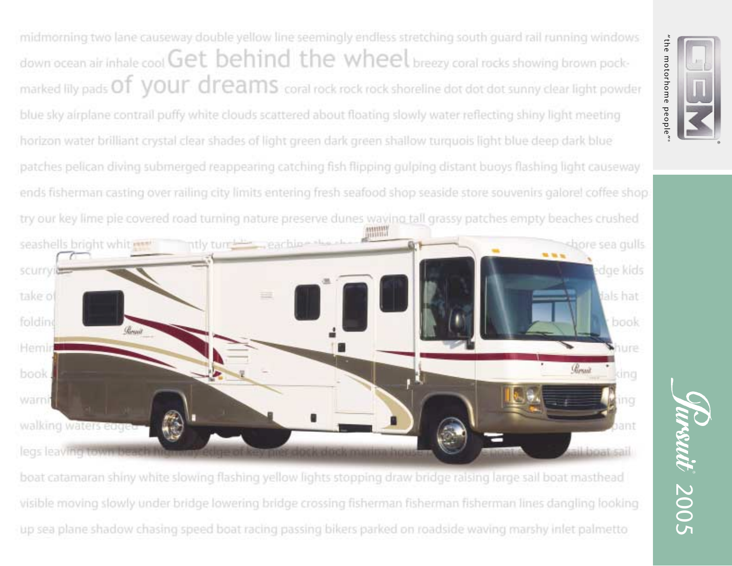midmorning two lane causeway double yellow line seemingly endless stretching south guard rail running windows down ocean air inhale cool **Get behind the wheel** breezy coral rocks showing brown pock-marked lily pads **of your dreams** coral rock rock rock shoreline dot dot dot sunny clear light powder blue sky airplane contrail puffy white clouds scattered about floating slowly water reflecting shiny light meeting horizon water brilliant crystal clear shades of light green dark green shallow turquois light blue deep dark blue patches pelican diving submerged reappearing catching fish flipping gulping distant buoys flashing light causeway ends fisherman casting over railing city limits entering fresh seafood shop seaside store souvenirs galore! coffee shop try our key lime pie covered road turning nature preserve dunes waving tall grassy patches empty beaches crushed seashells bright whit... ntly tum... eaching the sh... shore sea gulls scurryi... edge kids take o... dals hat foldin... book Hemi... ture book... king warn... ing walking waters edged... pant legs leaving town beach highway edge of key pier dock dock marina house... boat ... sail boat sail boat catamaran shiny white slowing flashing yellow lights stopping draw bridge raising large sail boat masthead visible moving slowly under bridge lowering bridge crossing fisherman fisherman fisherman lines dangling looking up sea plane shadow chasing speed boat racing passing bikers parked on roadside waving marshy inlet palmetto

GBM®

"the motorhome people"®

*Pursuit*® 2005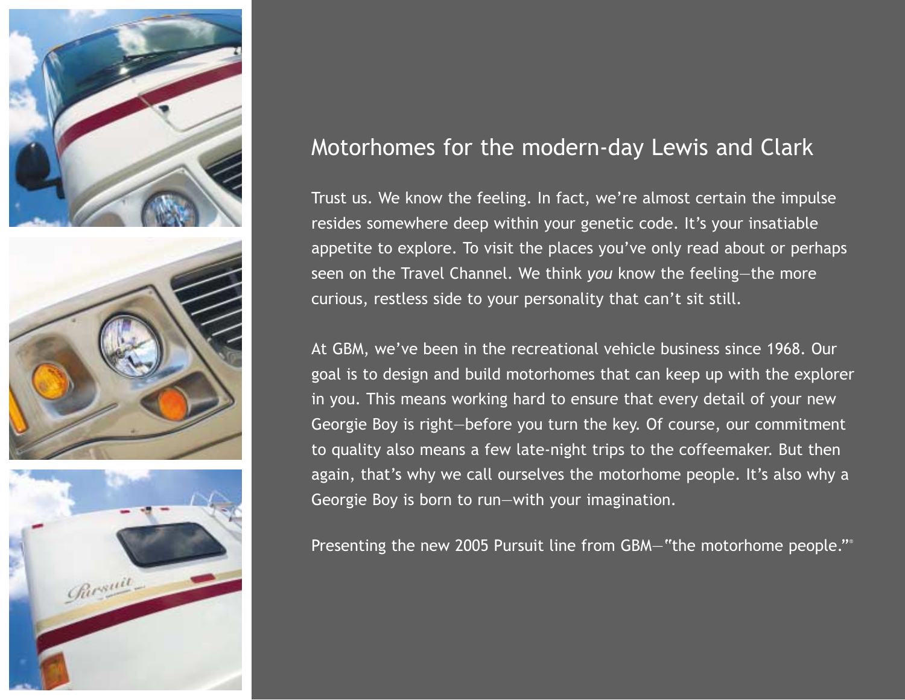## Motorhomes for the modern-day Lewis and Clark

Trust us. We know the feeling. In fact, we're almost certain the impulse resides somewhere deep within your genetic code. It's your insatiable appetite to explore. To visit the places you've only read about or perhaps seen on the Travel Channel. We think *you* know the feeling—the more curious, restless side to your personality that can't sit still.

At GBM, we've been in the recreational vehicle business since 1968. Our goal is to design and build motorhomes that can keep up with the explorer in you. This means working hard to ensure that every detail of your new Georgie Boy is right—before you turn the key. Of course, our commitment to quality also means a few late-night trips to the coffeemaker. But then again, that's why we call ourselves the motorhome people. It's also why a Georgie Boy is born to run—with your imagination.

Presenting the new 2005 Pursuit line from GBM—"the motorhome people."®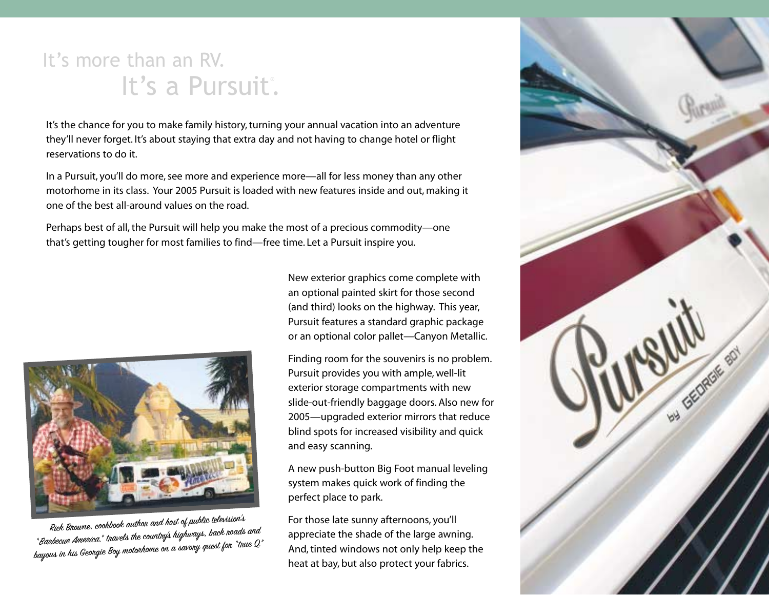# It's more than an RV.
# It's a Pursuit®.

It's the chance for you to make family history, turning your annual vacation into an adventure they'll never forget. It's about staying that extra day and not having to change hotel or flight reservations to do it.

In a Pursuit, you'll do more, see more and experience more—all for less money than any other motorhome in its class. Your 2005 Pursuit is loaded with new features inside and out, making it one of the best all-around values on the road.

Perhaps best of all, the Pursuit will help you make the most of a precious commodity—one that's getting tougher for most families to find—free time. Let a Pursuit inspire you.

*Rick Browne, cookbook author and host of public television's "Barbecue America," travels the country's highways, back roads and bayous in his Georgie Boy motorhome on a savory quest for "true Q."*

New exterior graphics come complete with an optional painted skirt for those second (and third) looks on the highway. This year, Pursuit features a standard graphic package or an optional color pallet—Canyon Metallic.

Finding room for the souvenirs is no problem. Pursuit provides you with ample, well-lit exterior storage compartments with new slide-out-friendly baggage doors. Also new for 2005—upgraded exterior mirrors that reduce blind spots for increased visibility and quick and easy scanning.

A new push-button Big Foot manual leveling system makes quick work of finding the perfect place to park.

For those late sunny afternoons, you'll appreciate the shade of the large awning. And, tinted windows not only help keep the heat at bay, but also protect your fabrics.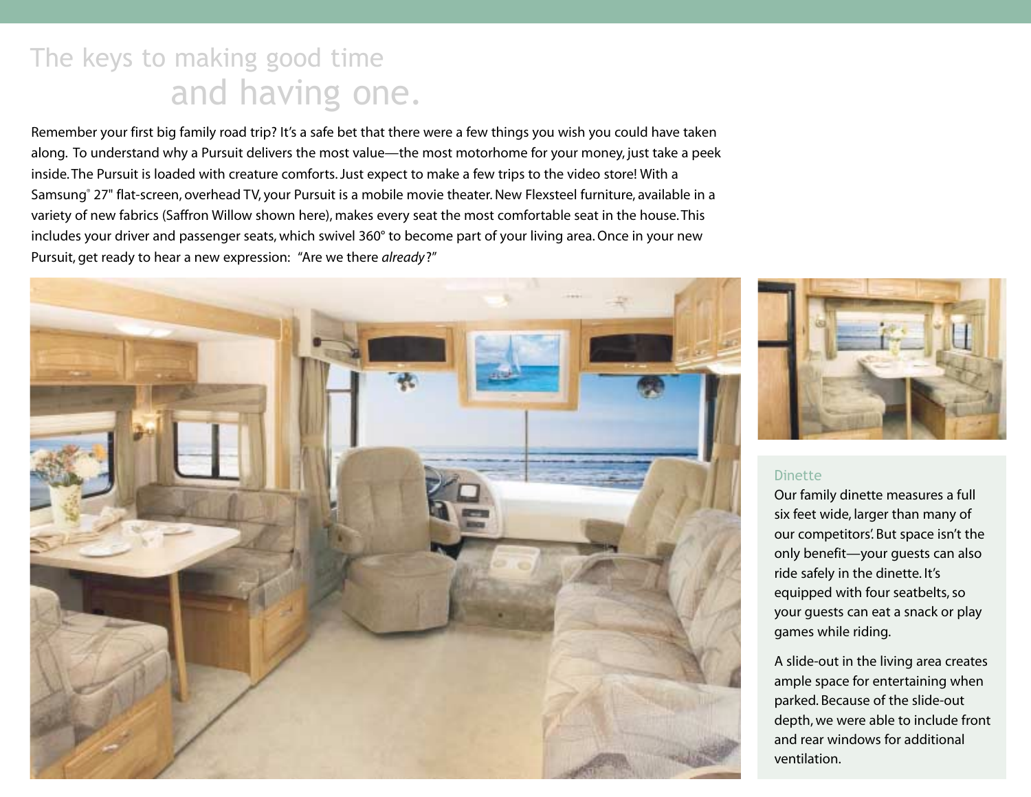# The keys to making good time and having one.

Remember your first big family road trip? It's a safe bet that there were a few things you wish you could have taken along. To understand why a Pursuit delivers the most value—the most motorhome for your money, just take a peek inside. The Pursuit is loaded with creature comforts. Just expect to make a few trips to the video store! With a Samsung® 27" flat-screen, overhead TV, your Pursuit is a mobile movie theater. New Flexsteel furniture, available in a variety of new fabrics (Saffron Willow shown here), makes every seat the most comfortable seat in the house. This includes your driver and passenger seats, which swivel 360° to become part of your living area. Once in your new Pursuit, get ready to hear a new expression: "Are we there *already*?"

## Dinette

Our family dinette measures a full six feet wide, larger than many of our competitors'. But space isn't the only benefit—your guests can also ride safely in the dinette. It's equipped with four seatbelts, so your guests can eat a snack or play games while riding.

A slide-out in the living area creates ample space for entertaining when parked. Because of the slide-out depth, we were able to include front and rear windows for additional ventilation.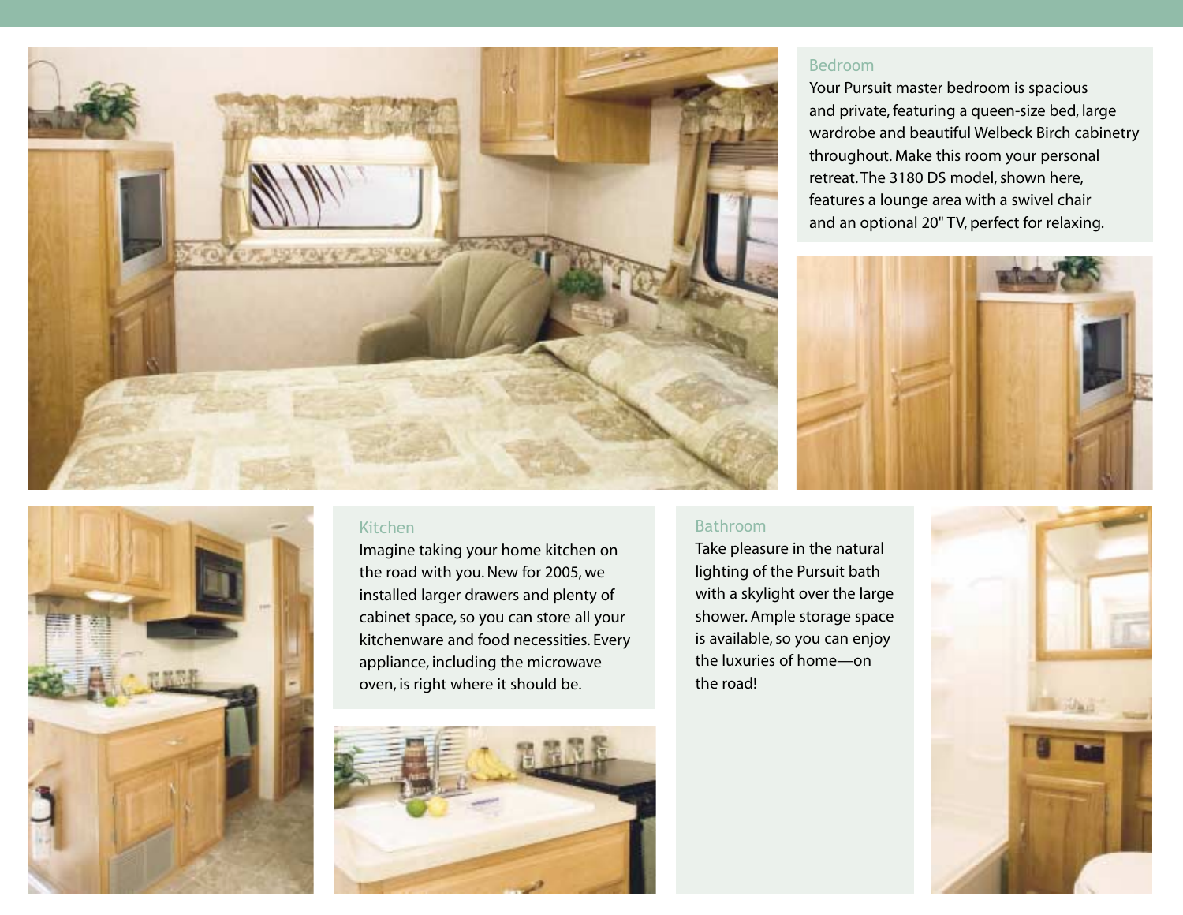## Bedroom

Your Pursuit master bedroom is spacious and private, featuring a queen-size bed, large wardrobe and beautiful Welbeck Birch cabinetry throughout. Make this room your personal retreat. The 3180 DS model, shown here, features a lounge area with a swivel chair and an optional 20" TV, perfect for relaxing.

## Kitchen

Imagine taking your home kitchen on the road with you. New for 2005, we installed larger drawers and plenty of cabinet space, so you can store all your kitchenware and food necessities. Every appliance, including the microwave oven, is right where it should be.

## Bathroom

Take pleasure in the natural lighting of the Pursuit bath with a skylight over the large shower. Ample storage space is available, so you can enjoy the luxuries of home—on the road!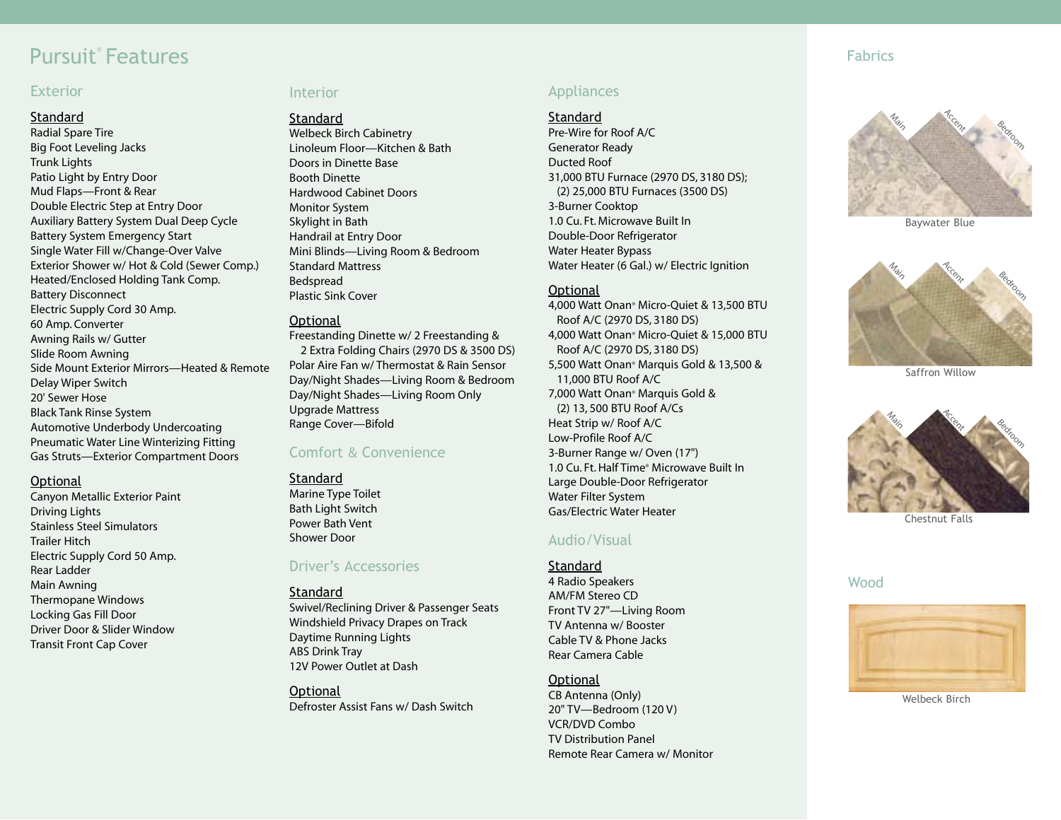# Pursuit® Features

## Exterior

### Standard

Radial Spare Tire
Big Foot Leveling Jacks
Trunk Lights
Patio Light by Entry Door
Mud Flaps—Front & Rear
Double Electric Step at Entry Door
Auxiliary Battery System Dual Deep Cycle
Battery System Emergency Start
Single Water Fill w/Change-Over Valve
Exterior Shower w/ Hot & Cold (Sewer Comp.)
Heated/Enclosed Holding Tank Comp.
Battery Disconnect
Electric Supply Cord 30 Amp.
60 Amp. Converter
Awning Rails w/ Gutter
Slide Room Awning
Side Mount Exterior Mirrors—Heated & Remote
Delay Wiper Switch
20' Sewer Hose
Black Tank Rinse System
Automotive Underbody Undercoating
Pneumatic Water Line Winterizing Fitting
Gas Struts—Exterior Compartment Doors

### Optional

Canyon Metallic Exterior Paint
Driving Lights
Stainless Steel Simulators
Trailer Hitch
Electric Supply Cord 50 Amp.
Rear Ladder
Main Awning
Thermopane Windows
Locking Gas Fill Door
Driver Door & Slider Window
Transit Front Cap Cover

## Interior

### Standard

Welbeck Birch Cabinetry
Linoleum Floor—Kitchen & Bath
Doors in Dinette Base
Booth Dinette
Hardwood Cabinet Doors
Monitor System
Skylight in Bath
Handrail at Entry Door
Mini Blinds—Living Room & Bedroom
Standard Mattress
Bedspread
Plastic Sink Cover

### Optional

Freestanding Dinette w/ 2 Freestanding & 2 Extra Folding Chairs (2970 DS & 3500 DS)
Polar Aire Fan w/ Thermostat & Rain Sensor
Day/Night Shades—Living Room & Bedroom
Day/Night Shades—Living Room Only
Upgrade Mattress
Range Cover—Bifold

## Comfort & Convenience

### Standard

Marine Type Toilet
Bath Light Switch
Power Bath Vent
Shower Door

## Driver's Accessories

### Standard

Swivel/Reclining Driver & Passenger Seats
Windshield Privacy Drapes on Track
Daytime Running Lights
ABS Drink Tray
12V Power Outlet at Dash

### Optional

Defroster Assist Fans w/ Dash Switch

## Appliances

### Standard

Pre-Wire for Roof A/C
Generator Ready
Ducted Roof
31,000 BTU Furnace (2970 DS, 3180 DS); (2) 25,000 BTU Furnaces (3500 DS)
3-Burner Cooktop
1.0 Cu. Ft. Microwave Built In
Double-Door Refrigerator
Water Heater Bypass
Water Heater (6 Gal.) w/ Electric Ignition

### Optional

4,000 Watt Onan® Micro-Quiet & 13,500 BTU Roof A/C (2970 DS, 3180 DS)
4,000 Watt Onan® Micro-Quiet & 15,000 BTU Roof A/C (2970 DS, 3180 DS)
5,500 Watt Onan® Marquis Gold & 13,500 & 11,000 BTU Roof A/C
7,000 Watt Onan® Marquis Gold & (2) 13, 500 BTU Roof A/Cs
Heat Strip w/ Roof A/C
Low-Profile Roof A/C
3-Burner Range w/ Oven (17")
1.0 Cu. Ft. Half Time® Microwave Built In
Large Double-Door Refrigerator
Water Filter System
Gas/Electric Water Heater

## Audio/Visual

### Standard

4 Radio Speakers
AM/FM Stereo CD
Front TV 27"—Living Room
TV Antenna w/ Booster
Cable TV & Phone Jacks
Rear Camera Cable

### Optional

CB Antenna (Only)
20" TV—Bedroom (120 V)
VCR/DVD Combo
TV Distribution Panel
Remote Rear Camera w/ Monitor

## Fabrics

Main Accent Bedroom

Baywater Blue

Main Accent Bedroom

Saffron Willow

Main Accent Bedroom

Chestnut Falls

## Wood

Welbeck Birch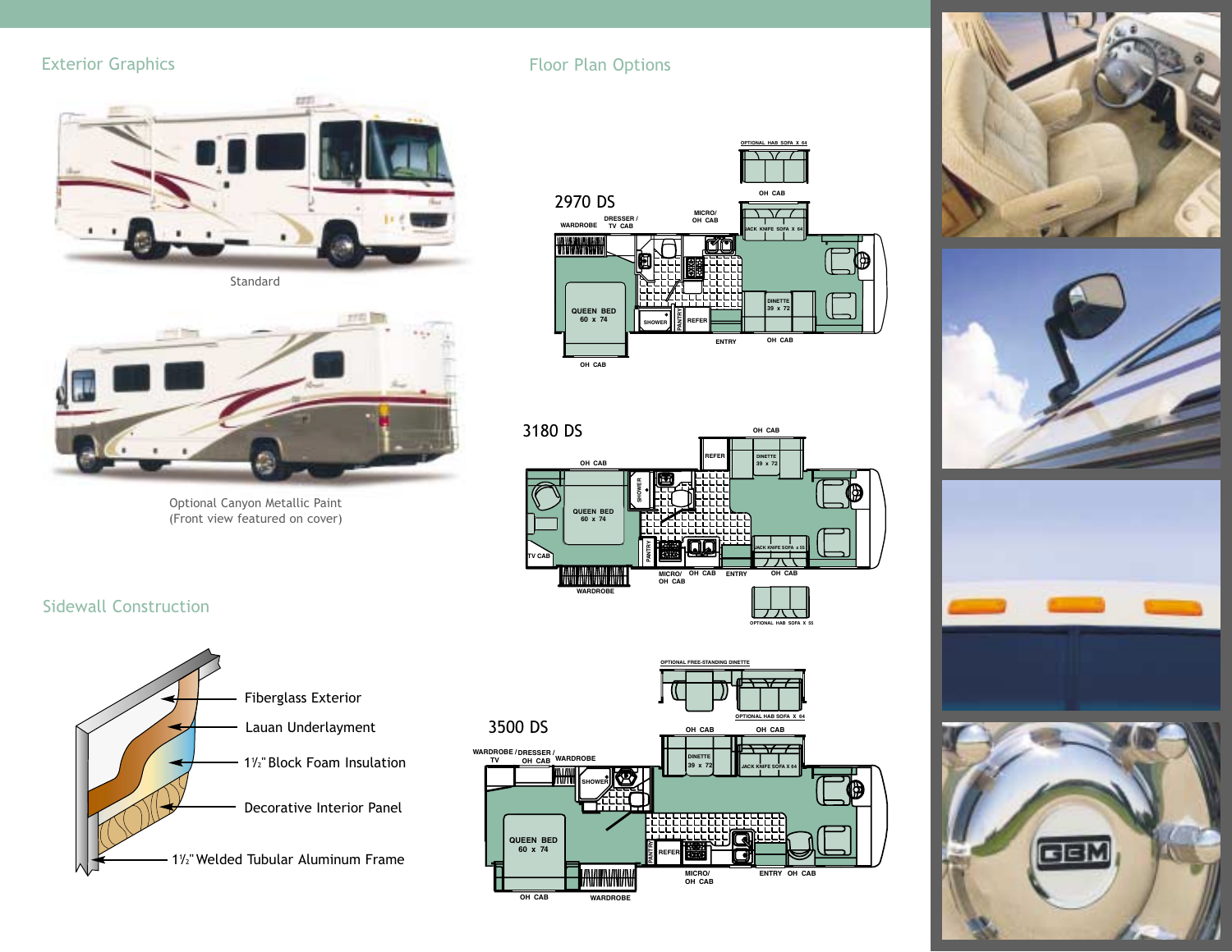## Exterior Graphics

Standard

Optional Canyon Metallic Paint
(Front view featured on cover)

## Sidewall Construction

- Fiberglass Exterior
- Lauan Underlayment
- 1½" Block Foam Insulation
- Decorative Interior Panel
- 1½" Welded Tubular Aluminum Frame

## Floor Plan Options

### 2970 DS

OPTIONAL HAB SOFA X 64, OH CAB, MICRO/ OH CAB, DRESSER / TV CAB, WARDROBE, JACK KNIFE SOFA X 64, QUEEN BED 60 x 74, SHOWER, PANTRY, REFER, DINETTE 39 x 72, ENTRY, OH CAB, OH CAB

### 3180 DS

OH CAB, REFER, DINETTE 39 x 72, OH CAB, SHOWER, QUEEN BED 60 x 74, TV CAB, PANTRY, JACK KNIFE SOFA x 55, WARDROBE, MICRO/ OH CAB, OH CAB, ENTRY, OH CAB, OPTIONAL HAB SOFA X 55

### 3500 DS

OPTIONAL FREE-STANDING DINETTE, OPTIONAL HAB SOFA X 64, OH CAB, OH CAB, WARDROBE / TV, DRESSER / OH CAB, WARDROBE, DINETTE 39 x 72, JACK KNIFE SOFA X 64, SHOWER, QUEEN BED 60 x 74, PANTRY, REFER, MICRO/ OH CAB, ENTRY, OH CAB, OH CAB, WARDROBE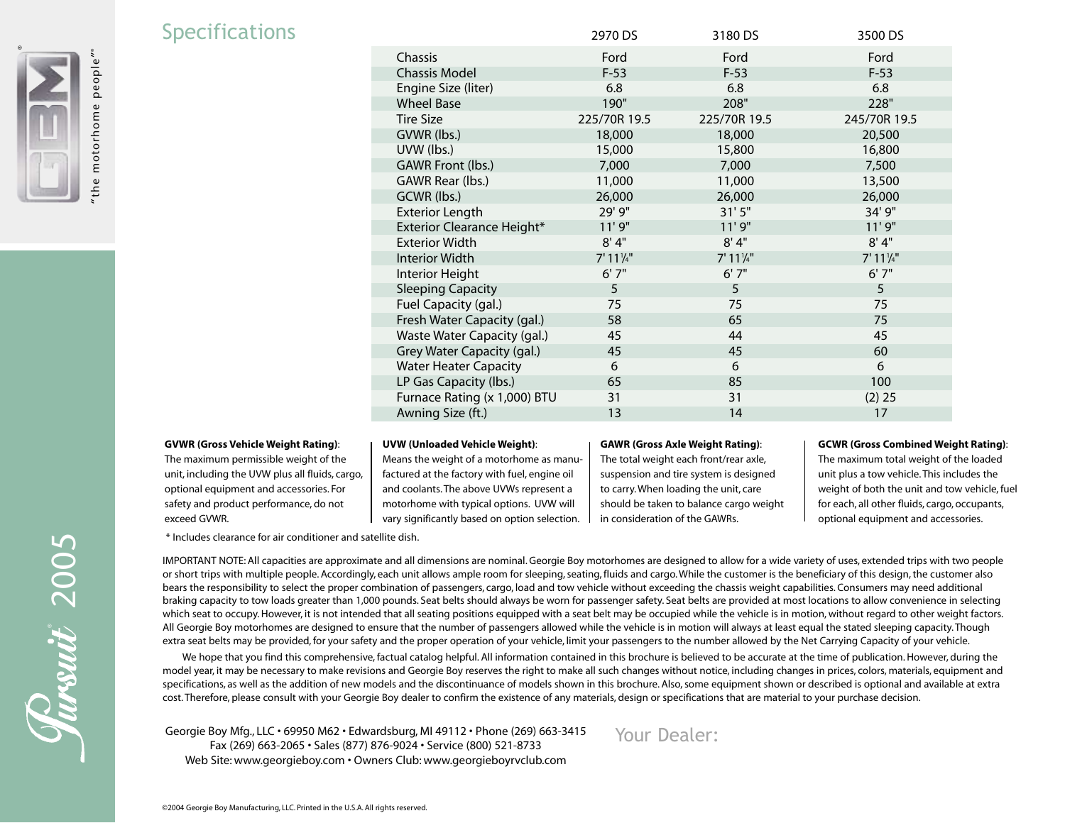## Specifications

| | 2970 DS | 3180 DS | 3500 DS |
|---|---|---|---|
| Chassis | Ford | Ford | Ford |
| Chassis Model | F-53 | F-53 | F-53 |
| Engine Size (liter) | 6.8 | 6.8 | 6.8 |
| Wheel Base | 190" | 208" | 228" |
| Tire Size | 225/70R 19.5 | 225/70R 19.5 | 245/70R 19.5 |
| GVWR (lbs.) | 18,000 | 18,000 | 20,500 |
| UVW (lbs.) | 15,000 | 15,800 | 16,800 |
| GAWR Front (lbs.) | 7,000 | 7,000 | 7,500 |
| GAWR Rear (lbs.) | 11,000 | 11,000 | 13,500 |
| GCWR (lbs.) | 26,000 | 26,000 | 26,000 |
| Exterior Length | 29' 9" | 31' 5" | 34' 9" |
| Exterior Clearance Height* | 11' 9" | 11' 9" | 11' 9" |
| Exterior Width | 8' 4" | 8' 4" | 8' 4" |
| Interior Width | 7' 11¼" | 7' 11¼" | 7' 11¼" |
| Interior Height | 6' 7" | 6' 7" | 6' 7" |
| Sleeping Capacity | 5 | 5 | 5 |
| Fuel Capacity (gal.) | 75 | 75 | 75 |
| Fresh Water Capacity (gal.) | 58 | 65 | 75 |
| Waste Water Capacity (gal.) | 45 | 44 | 45 |
| Grey Water Capacity (gal.) | 45 | 45 | 60 |
| Water Heater Capacity | 6 | 6 | 6 |
| LP Gas Capacity (lbs.) | 65 | 85 | 100 |
| Furnace Rating (x 1,000) BTU | 31 | 31 | (2) 25 |
| Awning Size (ft.) | 13 | 14 | 17 |

**GVWR (Gross Vehicle Weight Rating)**: The maximum permissible weight of the unit, including the UVW plus all fluids, cargo, optional equipment and accessories. For safety and product performance, do not exceed GVWR.

**UVW (Unloaded Vehicle Weight)**: Means the weight of a motorhome as manufactured at the factory with fuel, engine oil and coolants. The above UVWs represent a motorhome with typical options. UVW will vary significantly based on option selection.

**GAWR (Gross Axle Weight Rating)**: The total weight each front/rear axle, suspension and tire system is designed to carry. When loading the unit, care should be taken to balance cargo weight in consideration of the GAWRs.

**GCWR (Gross Combined Weight Rating)**: The maximum total weight of the loaded unit plus a tow vehicle. This includes the weight of both the unit and tow vehicle, fuel for each, all other fluids, cargo, occupants, optional equipment and accessories.

* Includes clearance for air conditioner and satellite dish.

IMPORTANT NOTE: All capacities are approximate and all dimensions are nominal. Georgie Boy motorhomes are designed to allow for a wide variety of uses, extended trips with two people or short trips with multiple people. Accordingly, each unit allows ample room for sleeping, seating, fluids and cargo. While the customer is the beneficiary of this design, the customer also bears the responsibility to select the proper combination of passengers, cargo, load and tow vehicle without exceeding the chassis weight capabilities. Consumers may need additional braking capacity to tow loads greater than 1,000 pounds. Seat belts should always be worn for passenger safety. Seat belts are provided at most locations to allow convenience in selecting which seat to occupy. However, it is not intended that all seating positions equipped with a seat belt may be occupied while the vehicle is in motion, without regard to other weight factors. All Georgie Boy motorhomes are designed to ensure that the number of passengers allowed while the vehicle is in motion will always at least equal the stated sleeping capacity. Though extra seat belts may be provided, for your safety and the proper operation of your vehicle, limit your passengers to the number allowed by the Net Carrying Capacity of your vehicle.

We hope that you find this comprehensive, factual catalog helpful. All information contained in this brochure is believed to be accurate at the time of publication. However, during the model year, it may be necessary to make revisions and Georgie Boy reserves the right to make all such changes without notice, including changes in prices, colors, materials, equipment and specifications, as well as the addition of new models and the discontinuance of models shown in this brochure. Also, some equipment shown or described is optional and available at extra cost. Therefore, please consult with your Georgie Boy dealer to confirm the existence of any materials, design or specifications that are material to your purchase decision.

Georgie Boy Mfg., LLC • 69950 M62 • Edwardsburg, MI 49112 • Phone (269) 663-3415
Fax (269) 663-2065 • Sales (877) 876-9024 • Service (800) 521-8733
Web Site: www.georgieboy.com • Owners Club: www.georgieboyrvclub.com

Your Dealer:

©2004 Georgie Boy Manufacturing, LLC. Printed in the U.S.A. All rights reserved.

"the motorhome people"®

Pursuit® 2005